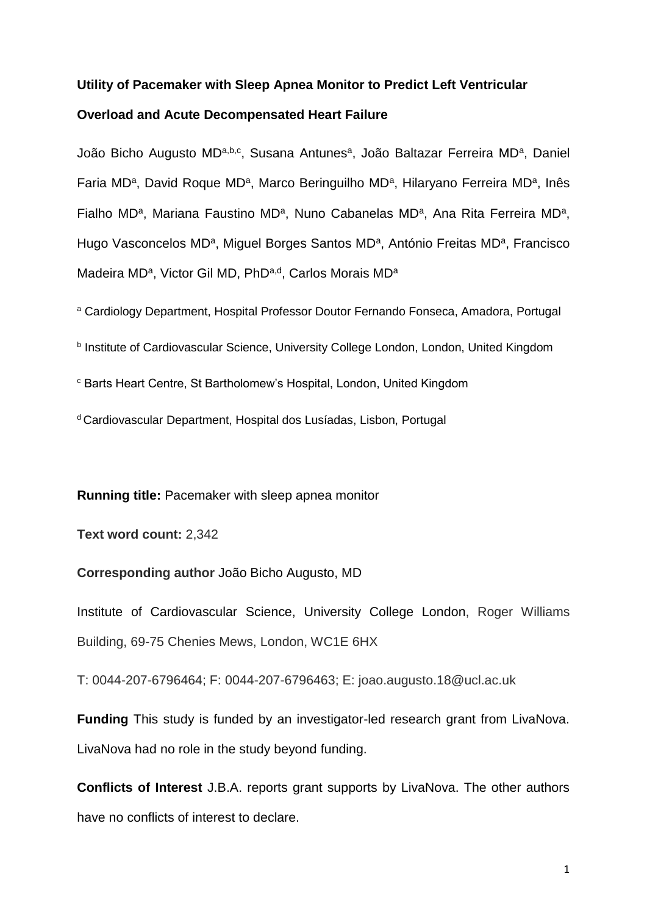**Utility of Pacemaker with Sleep Apnea Monitor to Predict Left Ventricular Overload and Acute Decompensated Heart Failure**

João Bicho Augusto MD[a,b,c], Susana Antunes[a], João Baltazar Ferreira MD[a], Daniel Faria MD[a], David Roque MD[a], Marco Beringuilho MD[a], Hilaryano Ferreira MD[a], Inês Fialho MD[a], Mariana Faustino MD[a], Nuno Cabanelas MD[a], Ana Rita Ferreira MD[a], Hugo Vasconcelos MD[a], Miguel Borges Santos MD[a], António Freitas MD[a], Francisco Madeira MD[a], Victor Gil MD, PhD[a,d], Carlos Morais MD[a]

[a] Cardiology Department, Hospital Professor Doutor Fernando Fonseca, Amadora, Portugal

[b] Institute of Cardiovascular Science, University College London, London, United Kingdom

[c] Barts Heart Centre, St Bartholomew's Hospital, London, United Kingdom

[d] Cardiovascular Department, Hospital dos Lusíadas, Lisbon, Portugal

**Running title:** Pacemaker with sleep apnea monitor

**Text word count:** 2,342

**Corresponding author** João Bicho Augusto, MD

Institute of Cardiovascular Science, University College London, Roger Williams Building, 69-75 Chenies Mews, London, WC1E 6HX

T: 0044-207-6796464; F: 0044-207-6796463; E: joao.augusto.18@ucl.ac.uk

**Funding** This study is funded by an investigator-led research grant from LivaNova. LivaNova had no role in the study beyond funding.

**Conflicts of Interest** J.B.A. reports grant supports by LivaNova. The other authors have no conflicts of interest to declare.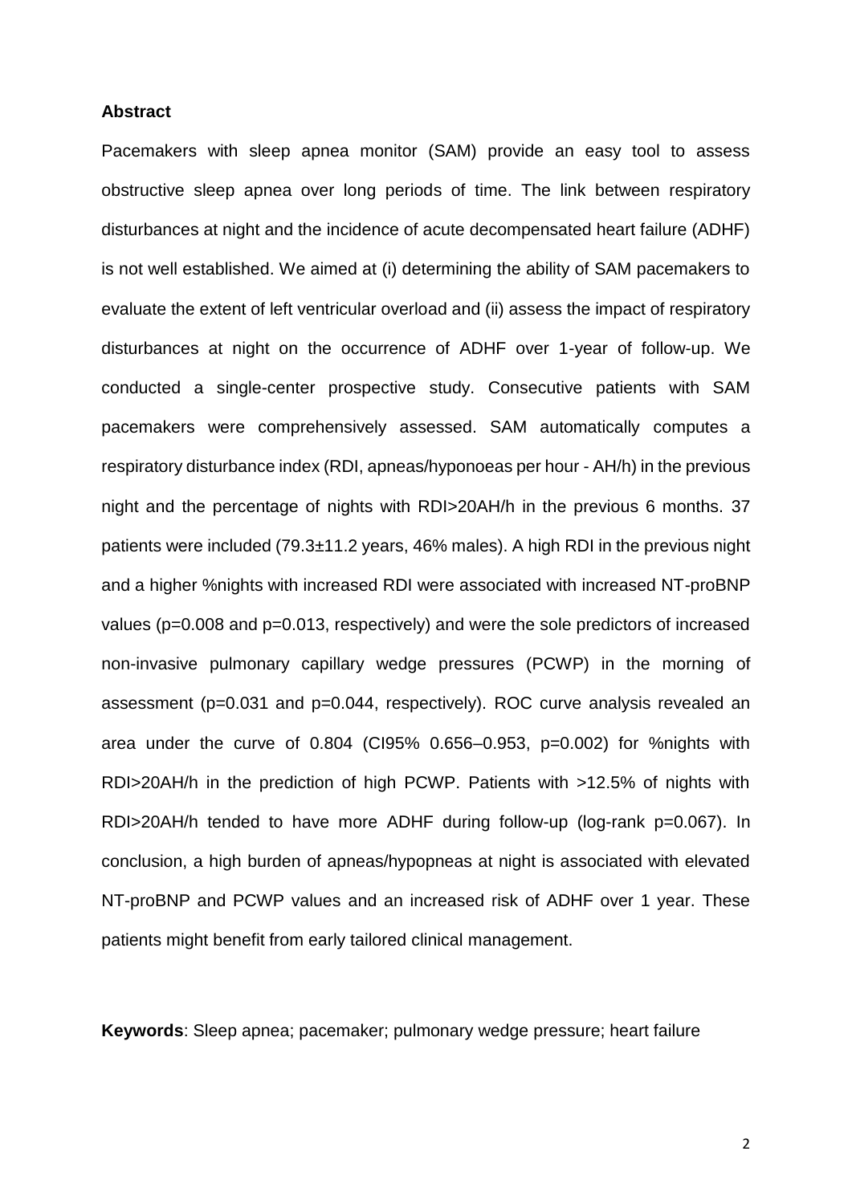**Abstract**

Pacemakers with sleep apnea monitor (SAM) provide an easy tool to assess obstructive sleep apnea over long periods of time. The link between respiratory disturbances at night and the incidence of acute decompensated heart failure (ADHF) is not well established. We aimed at (i) determining the ability of SAM pacemakers to evaluate the extent of left ventricular overload and (ii) assess the impact of respiratory disturbances at night on the occurrence of ADHF over 1-year of follow-up. We conducted a single-center prospective study. Consecutive patients with SAM pacemakers were comprehensively assessed. SAM automatically computes a respiratory disturbance index (RDI, apneas/hyponoeas per hour - AH/h) in the previous night and the percentage of nights with RDI>20AH/h in the previous 6 months. 37 patients were included (79.3±11.2 years, 46% males). A high RDI in the previous night and a higher %nights with increased RDI were associated with increased NT-proBNP values ($p=0.008$ and $p=0.013$, respectively) and were the sole predictors of increased non-invasive pulmonary capillary wedge pressures (PCWP) in the morning of assessment ($p=0.031$ and $p=0.044$, respectively). ROC curve analysis revealed an area under the curve of 0.804 (CI95% 0.656–0.953, $p=0.002$) for %nights with RDI>20AH/h in the prediction of high PCWP. Patients with >12.5% of nights with RDI>20AH/h tended to have more ADHF during follow-up (log-rank $p=0.067$). In conclusion, a high burden of apneas/hypopneas at night is associated with elevated NT-proBNP and PCWP values and an increased risk of ADHF over 1 year. These patients might benefit from early tailored clinical management.

**Keywords**: Sleep apnea; pacemaker; pulmonary wedge pressure; heart failure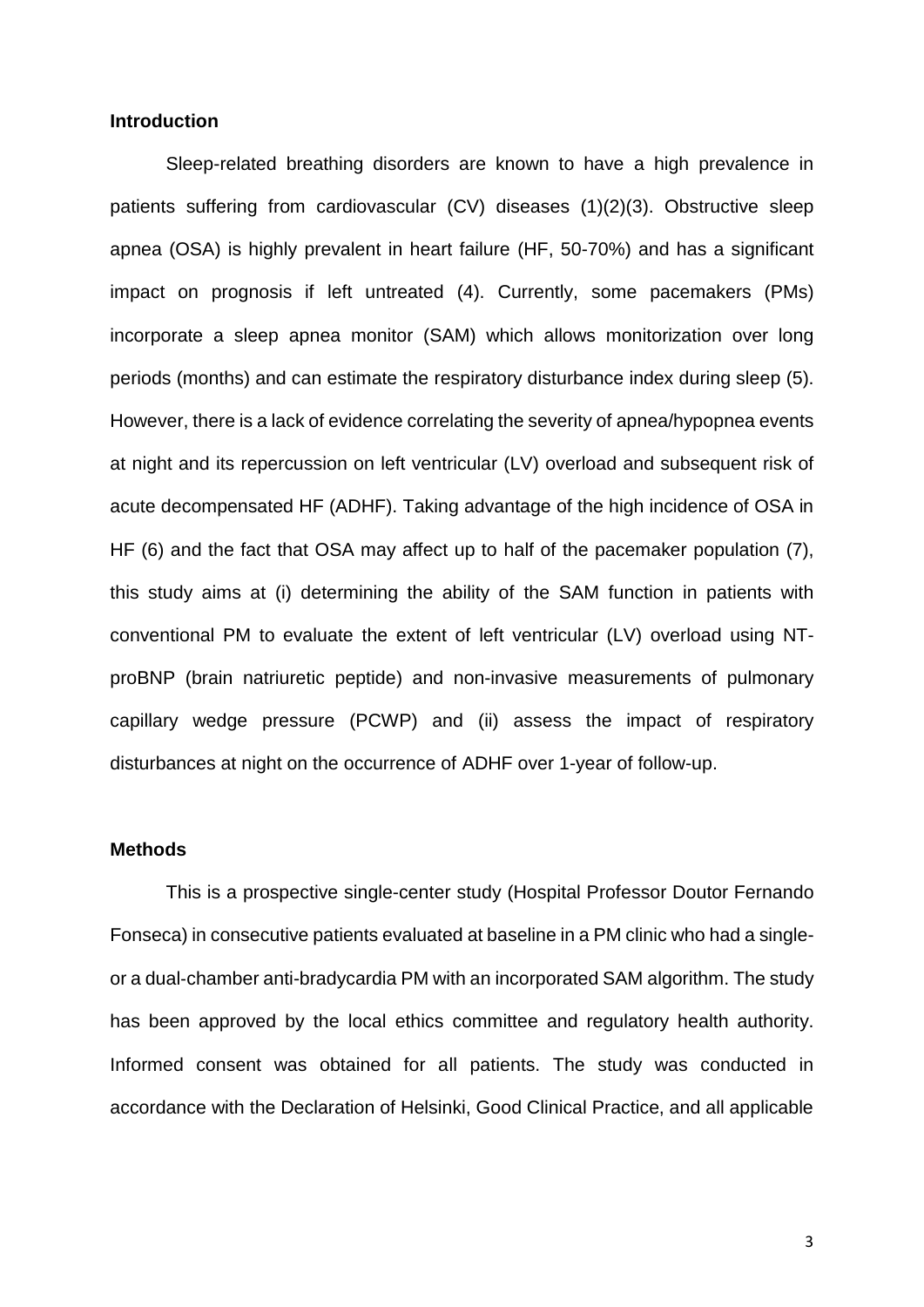## Introduction

Sleep-related breathing disorders are known to have a high prevalence in patients suffering from cardiovascular (CV) diseases (1)(2)(3). Obstructive sleep apnea (OSA) is highly prevalent in heart failure (HF, 50-70%) and has a significant impact on prognosis if left untreated (4). Currently, some pacemakers (PMs) incorporate a sleep apnea monitor (SAM) which allows monitorization over long periods (months) and can estimate the respiratory disturbance index during sleep (5). However, there is a lack of evidence correlating the severity of apnea/hypopnea events at night and its repercussion on left ventricular (LV) overload and subsequent risk of acute decompensated HF (ADHF). Taking advantage of the high incidence of OSA in HF (6) and the fact that OSA may affect up to half of the pacemaker population (7), this study aims at (i) determining the ability of the SAM function in patients with conventional PM to evaluate the extent of left ventricular (LV) overload using NT-proBNP (brain natriuretic peptide) and non-invasive measurements of pulmonary capillary wedge pressure (PCWP) and (ii) assess the impact of respiratory disturbances at night on the occurrence of ADHF over 1-year of follow-up.

## Methods

This is a prospective single-center study (Hospital Professor Doutor Fernando Fonseca) in consecutive patients evaluated at baseline in a PM clinic who had a single- or a dual-chamber anti-bradycardia PM with an incorporated SAM algorithm. The study has been approved by the local ethics committee and regulatory health authority. Informed consent was obtained for all patients. The study was conducted in accordance with the Declaration of Helsinki, Good Clinical Practice, and all applicable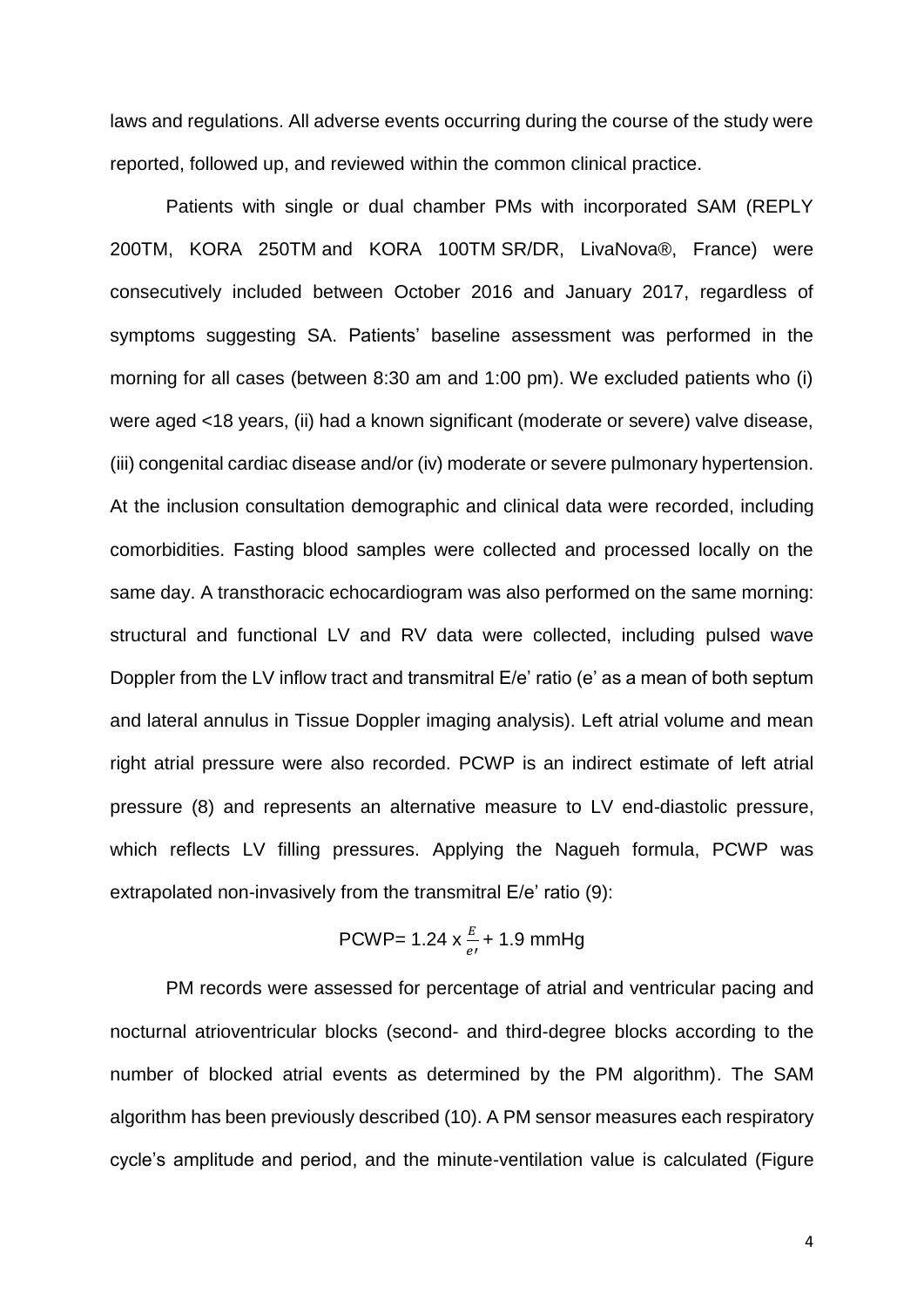laws and regulations. All adverse events occurring during the course of the study were reported, followed up, and reviewed within the common clinical practice.

Patients with single or dual chamber PMs with incorporated SAM (REPLY 200TM, KORA 250TM and KORA 100TM SR/DR, LivaNova®, France) were consecutively included between October 2016 and January 2017, regardless of symptoms suggesting SA. Patients' baseline assessment was performed in the morning for all cases (between 8:30 am and 1:00 pm). We excluded patients who (i) were aged <18 years, (ii) had a known significant (moderate or severe) valve disease, (iii) congenital cardiac disease and/or (iv) moderate or severe pulmonary hypertension. At the inclusion consultation demographic and clinical data were recorded, including comorbidities. Fasting blood samples were collected and processed locally on the same day. A transthoracic echocardiogram was also performed on the same morning: structural and functional LV and RV data were collected, including pulsed wave Doppler from the LV inflow tract and transmitral E/e' ratio (e' as a mean of both septum and lateral annulus in Tissue Doppler imaging analysis). Left atrial volume and mean right atrial pressure were also recorded. PCWP is an indirect estimate of left atrial pressure (8) and represents an alternative measure to LV end-diastolic pressure, which reflects LV filling pressures. Applying the Nagueh formula, PCWP was extrapolated non-invasively from the transmitral E/e' ratio (9):

$$\text{PCWP} = 1.24 \times \frac{E}{e'} + 1.9 \text{ mmHg}$$

PM records were assessed for percentage of atrial and ventricular pacing and nocturnal atrioventricular blocks (second- and third-degree blocks according to the number of blocked atrial events as determined by the PM algorithm). The SAM algorithm has been previously described (10). A PM sensor measures each respiratory cycle's amplitude and period, and the minute-ventilation value is calculated (Figure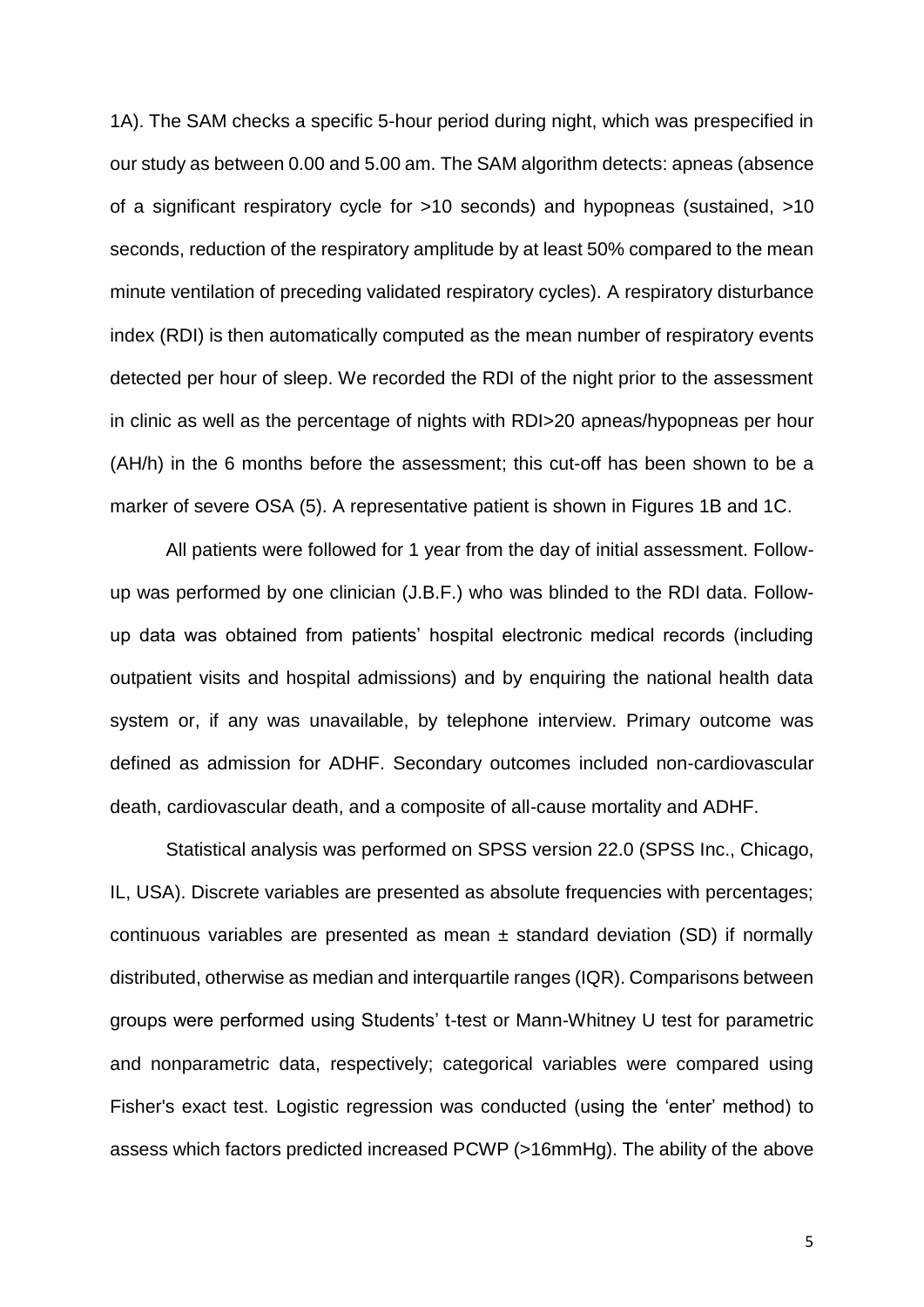1A). The SAM checks a specific 5-hour period during night, which was prespecified in our study as between 0.00 and 5.00 am. The SAM algorithm detects: apneas (absence of a significant respiratory cycle for >10 seconds) and hypopneas (sustained, >10 seconds, reduction of the respiratory amplitude by at least 50% compared to the mean minute ventilation of preceding validated respiratory cycles). A respiratory disturbance index (RDI) is then automatically computed as the mean number of respiratory events detected per hour of sleep. We recorded the RDI of the night prior to the assessment in clinic as well as the percentage of nights with RDI>20 apneas/hypopneas per hour (AH/h) in the 6 months before the assessment; this cut-off has been shown to be a marker of severe OSA (5). A representative patient is shown in Figures 1B and 1C.

All patients were followed for 1 year from the day of initial assessment. Follow-up was performed by one clinician (J.B.F.) who was blinded to the RDI data. Follow-up data was obtained from patients' hospital electronic medical records (including outpatient visits and hospital admissions) and by enquiring the national health data system or, if any was unavailable, by telephone interview. Primary outcome was defined as admission for ADHF. Secondary outcomes included non-cardiovascular death, cardiovascular death, and a composite of all-cause mortality and ADHF.

Statistical analysis was performed on SPSS version 22.0 (SPSS Inc., Chicago, IL, USA). Discrete variables are presented as absolute frequencies with percentages; continuous variables are presented as mean ± standard deviation (SD) if normally distributed, otherwise as median and interquartile ranges (IQR). Comparisons between groups were performed using Students' t-test or Mann-Whitney U test for parametric and nonparametric data, respectively; categorical variables were compared using Fisher's exact test. Logistic regression was conducted (using the 'enter' method) to assess which factors predicted increased PCWP (>16mmHg). The ability of the above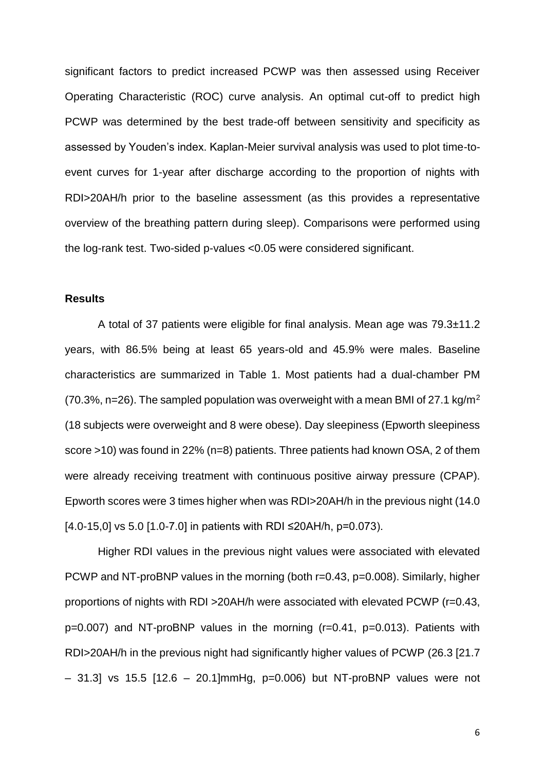significant factors to predict increased PCWP was then assessed using Receiver Operating Characteristic (ROC) curve analysis. An optimal cut-off to predict high PCWP was determined by the best trade-off between sensitivity and specificity as assessed by Youden's index. Kaplan-Meier survival analysis was used to plot time-to-event curves for 1-year after discharge according to the proportion of nights with RDI>20AH/h prior to the baseline assessment (as this provides a representative overview of the breathing pattern during sleep). Comparisons were performed using the log-rank test. Two-sided p-values <0.05 were considered significant.

## Results

A total of 37 patients were eligible for final analysis. Mean age was 79.3±11.2 years, with 86.5% being at least 65 years-old and 45.9% were males. Baseline characteristics are summarized in Table 1. Most patients had a dual-chamber PM (70.3%, n=26). The sampled population was overweight with a mean BMI of 27.1 kg/m$^2$ (18 subjects were overweight and 8 were obese). Day sleepiness (Epworth sleepiness score >10) was found in 22% (n=8) patients. Three patients had known OSA, 2 of them were already receiving treatment with continuous positive airway pressure (CPAP). Epworth scores were 3 times higher when was RDI>20AH/h in the previous night (14.0 [4.0-15,0] vs 5.0 [1.0-7.0] in patients with RDI ≤20AH/h, p=0.073).

Higher RDI values in the previous night values were associated with elevated PCWP and NT-proBNP values in the morning (both r=0.43, p=0.008). Similarly, higher proportions of nights with RDI >20AH/h were associated with elevated PCWP (r=0.43, p=0.007) and NT-proBNP values in the morning (r=0.41, p=0.013). Patients with RDI>20AH/h in the previous night had significantly higher values of PCWP (26.3 [21.7 – 31.3] vs 15.5 [12.6 – 20.1]mmHg, p=0.006) but NT-proBNP values were not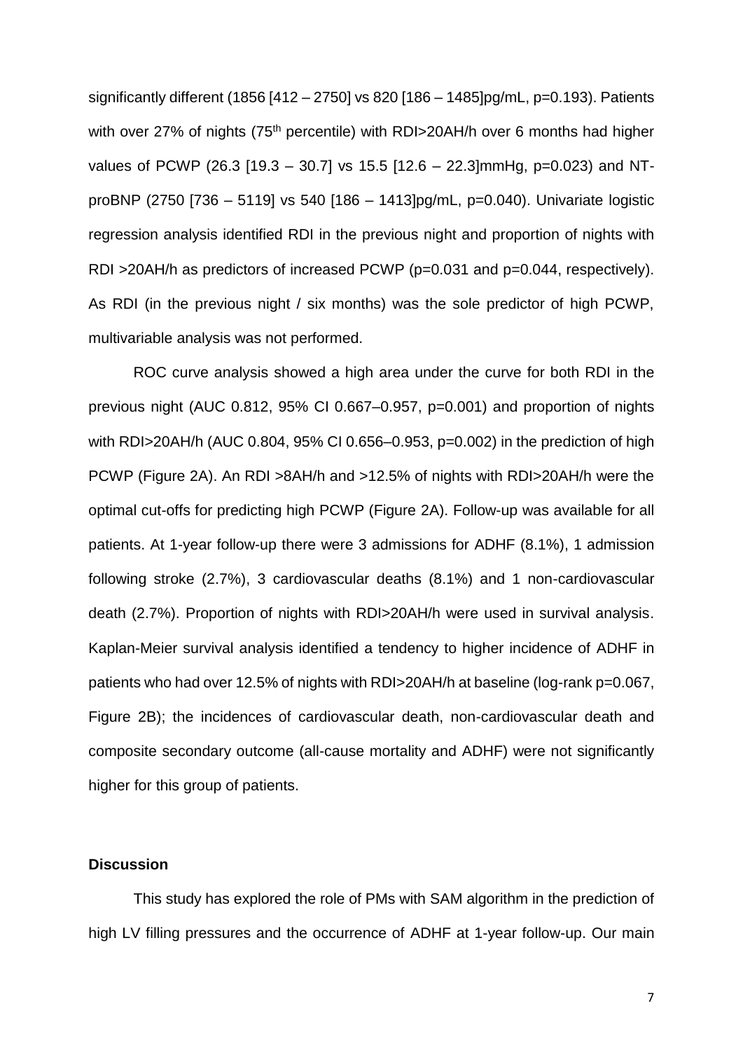significantly different (1856 [412 – 2750] vs 820 [186 – 1485]pg/mL, p=0.193). Patients with over 27% of nights (75th percentile) with RDI>20AH/h over 6 months had higher values of PCWP (26.3 [19.3 – 30.7] vs 15.5 [12.6 – 22.3]mmHg, p=0.023) and NT-proBNP (2750 [736 – 5119] vs 540 [186 – 1413]pg/mL, p=0.040). Univariate logistic regression analysis identified RDI in the previous night and proportion of nights with RDI >20AH/h as predictors of increased PCWP (p=0.031 and p=0.044, respectively). As RDI (in the previous night / six months) was the sole predictor of high PCWP, multivariable analysis was not performed.

ROC curve analysis showed a high area under the curve for both RDI in the previous night (AUC 0.812, 95% CI 0.667–0.957, p=0.001) and proportion of nights with RDI>20AH/h (AUC 0.804, 95% CI 0.656–0.953, p=0.002) in the prediction of high PCWP (Figure 2A). An RDI >8AH/h and >12.5% of nights with RDI>20AH/h were the optimal cut-offs for predicting high PCWP (Figure 2A). Follow-up was available for all patients. At 1-year follow-up there were 3 admissions for ADHF (8.1%), 1 admission following stroke (2.7%), 3 cardiovascular deaths (8.1%) and 1 non-cardiovascular death (2.7%). Proportion of nights with RDI>20AH/h were used in survival analysis. Kaplan-Meier survival analysis identified a tendency to higher incidence of ADHF in patients who had over 12.5% of nights with RDI>20AH/h at baseline (log-rank p=0.067, Figure 2B); the incidences of cardiovascular death, non-cardiovascular death and composite secondary outcome (all-cause mortality and ADHF) were not significantly higher for this group of patients.

## Discussion

This study has explored the role of PMs with SAM algorithm in the prediction of high LV filling pressures and the occurrence of ADHF at 1-year follow-up. Our main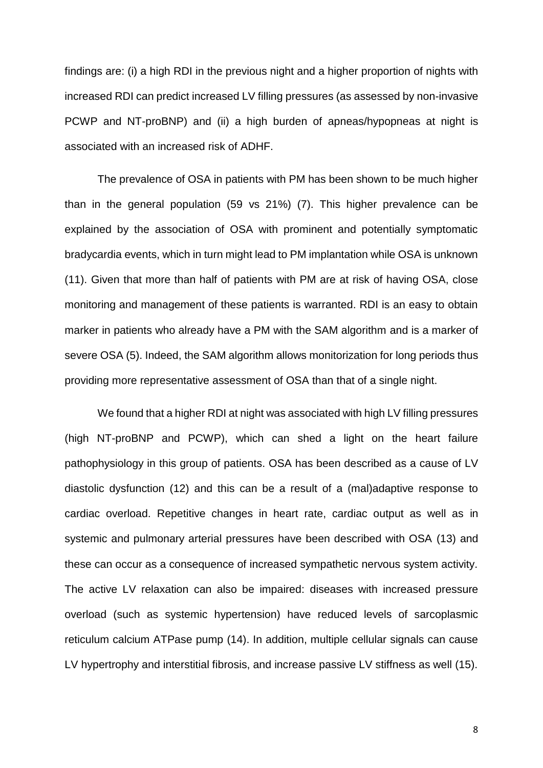findings are: (i) a high RDI in the previous night and a higher proportion of nights with increased RDI can predict increased LV filling pressures (as assessed by non-invasive PCWP and NT-proBNP) and (ii) a high burden of apneas/hypopneas at night is associated with an increased risk of ADHF.

The prevalence of OSA in patients with PM has been shown to be much higher than in the general population (59 vs 21%) (7). This higher prevalence can be explained by the association of OSA with prominent and potentially symptomatic bradycardia events, which in turn might lead to PM implantation while OSA is unknown (11). Given that more than half of patients with PM are at risk of having OSA, close monitoring and management of these patients is warranted. RDI is an easy to obtain marker in patients who already have a PM with the SAM algorithm and is a marker of severe OSA (5). Indeed, the SAM algorithm allows monitorization for long periods thus providing more representative assessment of OSA than that of a single night.

We found that a higher RDI at night was associated with high LV filling pressures (high NT-proBNP and PCWP), which can shed a light on the heart failure pathophysiology in this group of patients. OSA has been described as a cause of LV diastolic dysfunction (12) and this can be a result of a (mal)adaptive response to cardiac overload. Repetitive changes in heart rate, cardiac output as well as in systemic and pulmonary arterial pressures have been described with OSA (13) and these can occur as a consequence of increased sympathetic nervous system activity. The active LV relaxation can also be impaired: diseases with increased pressure overload (such as systemic hypertension) have reduced levels of sarcoplasmic reticulum calcium ATPase pump (14). In addition, multiple cellular signals can cause LV hypertrophy and interstitial fibrosis, and increase passive LV stiffness as well (15).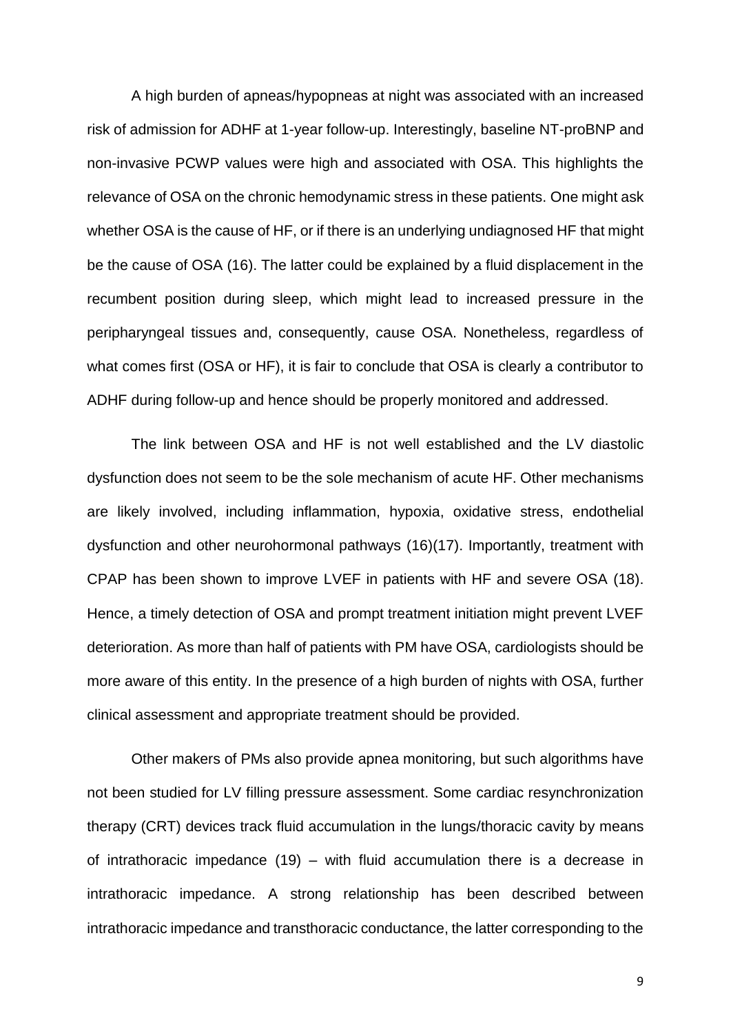A high burden of apneas/hypopneas at night was associated with an increased risk of admission for ADHF at 1-year follow-up. Interestingly, baseline NT-proBNP and non-invasive PCWP values were high and associated with OSA. This highlights the relevance of OSA on the chronic hemodynamic stress in these patients. One might ask whether OSA is the cause of HF, or if there is an underlying undiagnosed HF that might be the cause of OSA (16). The latter could be explained by a fluid displacement in the recumbent position during sleep, which might lead to increased pressure in the peripharyngeal tissues and, consequently, cause OSA. Nonetheless, regardless of what comes first (OSA or HF), it is fair to conclude that OSA is clearly a contributor to ADHF during follow-up and hence should be properly monitored and addressed.

The link between OSA and HF is not well established and the LV diastolic dysfunction does not seem to be the sole mechanism of acute HF. Other mechanisms are likely involved, including inflammation, hypoxia, oxidative stress, endothelial dysfunction and other neurohormonal pathways (16)(17). Importantly, treatment with CPAP has been shown to improve LVEF in patients with HF and severe OSA (18). Hence, a timely detection of OSA and prompt treatment initiation might prevent LVEF deterioration. As more than half of patients with PM have OSA, cardiologists should be more aware of this entity. In the presence of a high burden of nights with OSA, further clinical assessment and appropriate treatment should be provided.

Other makers of PMs also provide apnea monitoring, but such algorithms have not been studied for LV filling pressure assessment. Some cardiac resynchronization therapy (CRT) devices track fluid accumulation in the lungs/thoracic cavity by means of intrathoracic impedance (19) – with fluid accumulation there is a decrease in intrathoracic impedance. A strong relationship has been described between intrathoracic impedance and transthoracic conductance, the latter corresponding to the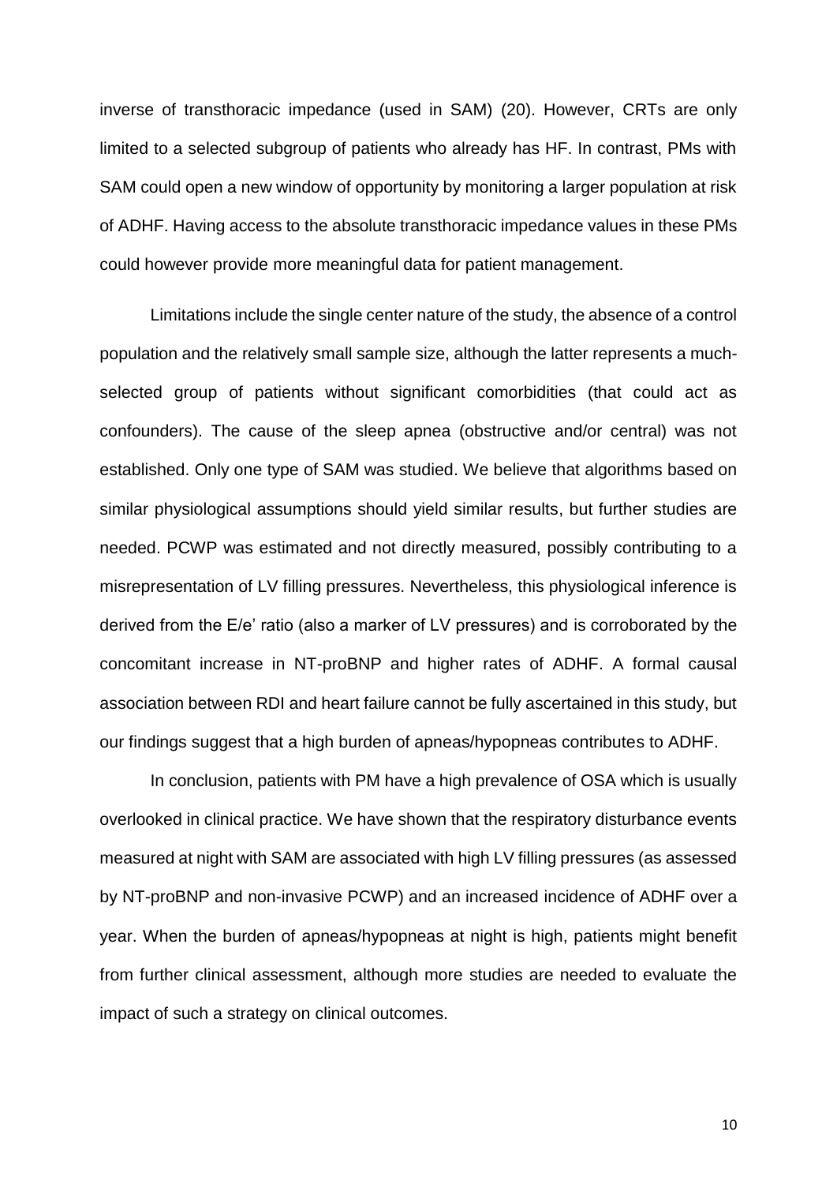inverse of transthoracic impedance (used in SAM) (20). However, CRTs are only limited to a selected subgroup of patients who already has HF. In contrast, PMs with SAM could open a new window of opportunity by monitoring a larger population at risk of ADHF. Having access to the absolute transthoracic impedance values in these PMs could however provide more meaningful data for patient management.

Limitations include the single center nature of the study, the absence of a control population and the relatively small sample size, although the latter represents a much-selected group of patients without significant comorbidities (that could act as confounders). The cause of the sleep apnea (obstructive and/or central) was not established. Only one type of SAM was studied. We believe that algorithms based on similar physiological assumptions should yield similar results, but further studies are needed. PCWP was estimated and not directly measured, possibly contributing to a misrepresentation of LV filling pressures. Nevertheless, this physiological inference is derived from the E/e' ratio (also a marker of LV pressures) and is corroborated by the concomitant increase in NT-proBNP and higher rates of ADHF. A formal causal association between RDI and heart failure cannot be fully ascertained in this study, but our findings suggest that a high burden of apneas/hypopneas contributes to ADHF.

In conclusion, patients with PM have a high prevalence of OSA which is usually overlooked in clinical practice. We have shown that the respiratory disturbance events measured at night with SAM are associated with high LV filling pressures (as assessed by NT-proBNP and non-invasive PCWP) and an increased incidence of ADHF over a year. When the burden of apneas/hypopneas at night is high, patients might benefit from further clinical assessment, although more studies are needed to evaluate the impact of such a strategy on clinical outcomes.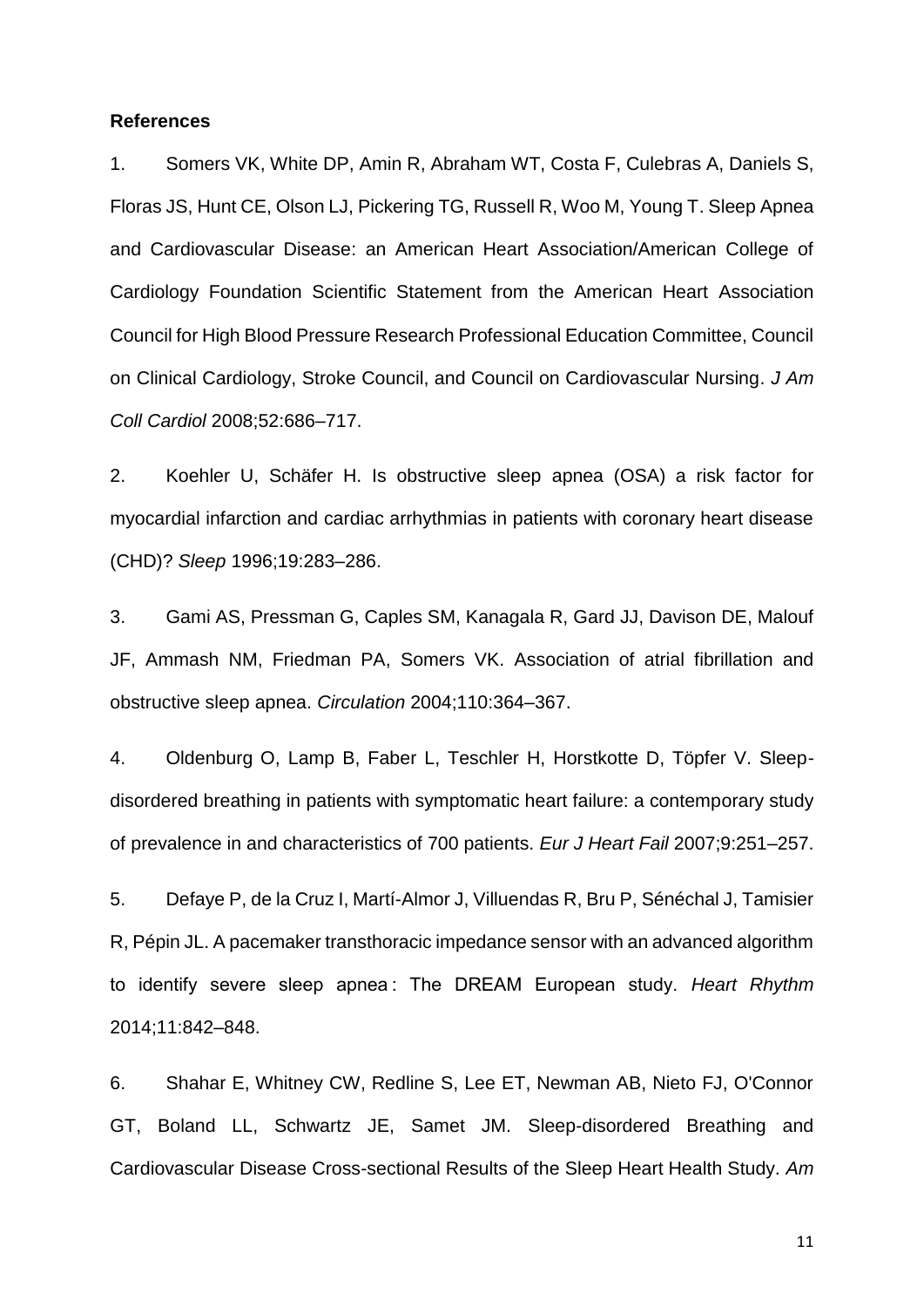**References**

1. Somers VK, White DP, Amin R, Abraham WT, Costa F, Culebras A, Daniels S, Floras JS, Hunt CE, Olson LJ, Pickering TG, Russell R, Woo M, Young T. Sleep Apnea and Cardiovascular Disease: an American Heart Association/American College of Cardiology Foundation Scientific Statement from the American Heart Association Council for High Blood Pressure Research Professional Education Committee, Council on Clinical Cardiology, Stroke Council, and Council on Cardiovascular Nursing. *J Am Coll Cardiol* 2008;52:686–717.

2. Koehler U, Schäfer H. Is obstructive sleep apnea (OSA) a risk factor for myocardial infarction and cardiac arrhythmias in patients with coronary heart disease (CHD)? *Sleep* 1996;19:283–286.

3. Gami AS, Pressman G, Caples SM, Kanagala R, Gard JJ, Davison DE, Malouf JF, Ammash NM, Friedman PA, Somers VK. Association of atrial fibrillation and obstructive sleep apnea. *Circulation* 2004;110:364–367.

4. Oldenburg O, Lamp B, Faber L, Teschler H, Horstkotte D, Töpfer V. Sleep-disordered breathing in patients with symptomatic heart failure: a contemporary study of prevalence in and characteristics of 700 patients. *Eur J Heart Fail* 2007;9:251–257.

5. Defaye P, de la Cruz I, Martí-Almor J, Villuendas R, Bru P, Sénéchal J, Tamisier R, Pépin JL. A pacemaker transthoracic impedance sensor with an advanced algorithm to identify severe sleep apnea : The DREAM European study. *Heart Rhythm* 2014;11:842–848.

6. Shahar E, Whitney CW, Redline S, Lee ET, Newman AB, Nieto FJ, O'Connor GT, Boland LL, Schwartz JE, Samet JM. Sleep-disordered Breathing and Cardiovascular Disease Cross-sectional Results of the Sleep Heart Health Study. *Am*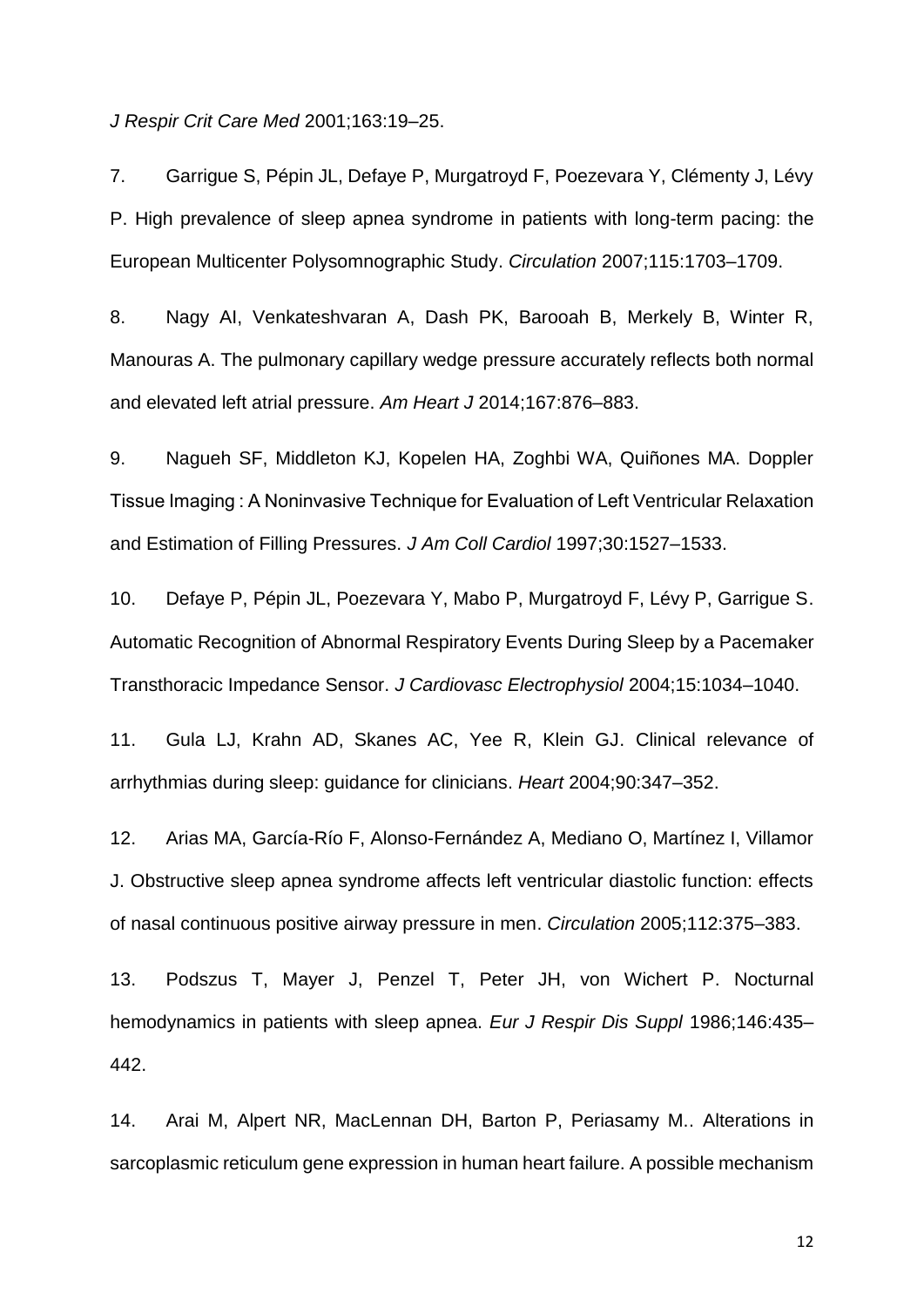*J Respir Crit Care Med* 2001;163:19–25.

7. Garrigue S, Pépin JL, Defaye P, Murgatroyd F, Poezevara Y, Clémenty J, Lévy P. High prevalence of sleep apnea syndrome in patients with long-term pacing: the European Multicenter Polysomnographic Study. *Circulation* 2007;115:1703–1709.

8. Nagy AI, Venkateshvaran A, Dash PK, Barooah B, Merkely B, Winter R, Manouras A. The pulmonary capillary wedge pressure accurately reflects both normal and elevated left atrial pressure. *Am Heart J* 2014;167:876–883.

9. Nagueh SF, Middleton KJ, Kopelen HA, Zoghbi WA, Quiñones MA. Doppler Tissue Imaging : A Noninvasive Technique for Evaluation of Left Ventricular Relaxation and Estimation of Filling Pressures. *J Am Coll Cardiol* 1997;30:1527–1533.

10. Defaye P, Pépin JL, Poezevara Y, Mabo P, Murgatroyd F, Lévy P, Garrigue S. Automatic Recognition of Abnormal Respiratory Events During Sleep by a Pacemaker Transthoracic Impedance Sensor. *J Cardiovasc Electrophysiol* 2004;15:1034–1040.

11. Gula LJ, Krahn AD, Skanes AC, Yee R, Klein GJ. Clinical relevance of arrhythmias during sleep: guidance for clinicians. *Heart* 2004;90:347–352.

12. Arias MA, García-Río F, Alonso-Fernández A, Mediano O, Martínez I, Villamor J. Obstructive sleep apnea syndrome affects left ventricular diastolic function: effects of nasal continuous positive airway pressure in men. *Circulation* 2005;112:375–383.

13. Podszus T, Mayer J, Penzel T, Peter JH, von Wichert P. Nocturnal hemodynamics in patients with sleep apnea. *Eur J Respir Dis Suppl* 1986;146:435–442.

14. Arai M, Alpert NR, MacLennan DH, Barton P, Periasamy M.. Alterations in sarcoplasmic reticulum gene expression in human heart failure. A possible mechanism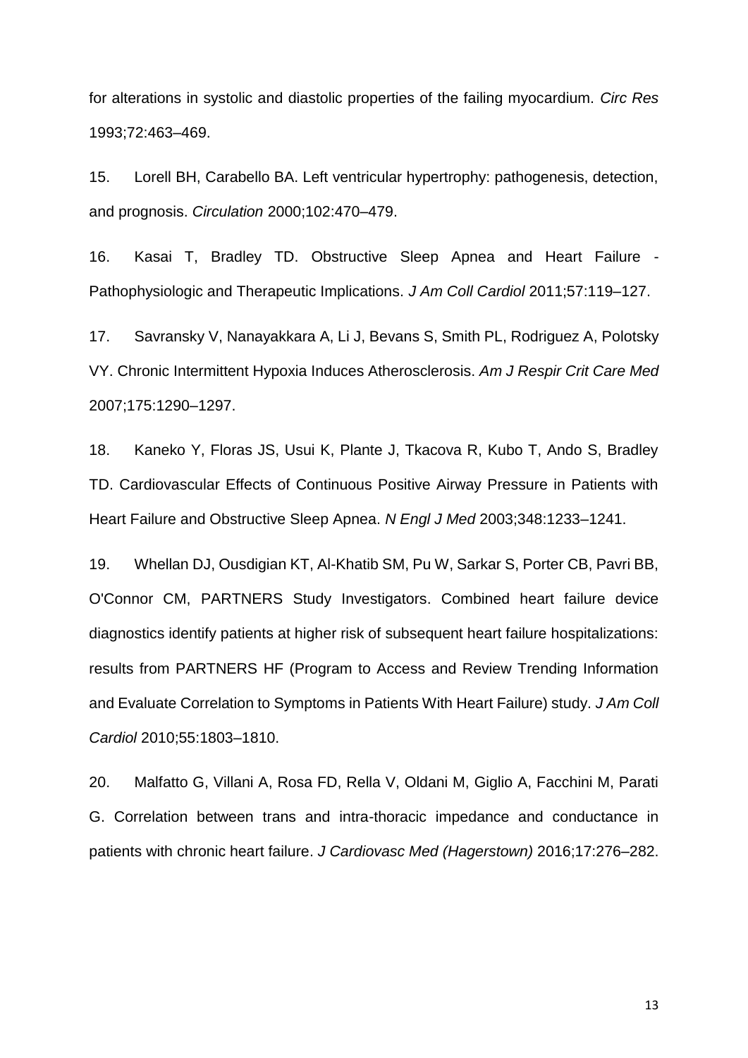for alterations in systolic and diastolic properties of the failing myocardium. *Circ Res* 1993;72:463–469.

15. Lorell BH, Carabello BA. Left ventricular hypertrophy: pathogenesis, detection, and prognosis. *Circulation* 2000;102:470–479.

16. Kasai T, Bradley TD. Obstructive Sleep Apnea and Heart Failure - Pathophysiologic and Therapeutic Implications. *J Am Coll Cardiol* 2011;57:119–127.

17. Savransky V, Nanayakkara A, Li J, Bevans S, Smith PL, Rodriguez A, Polotsky VY. Chronic Intermittent Hypoxia Induces Atherosclerosis. *Am J Respir Crit Care Med* 2007;175:1290–1297.

18. Kaneko Y, Floras JS, Usui K, Plante J, Tkacova R, Kubo T, Ando S, Bradley TD. Cardiovascular Effects of Continuous Positive Airway Pressure in Patients with Heart Failure and Obstructive Sleep Apnea. *N Engl J Med* 2003;348:1233–1241.

19. Whellan DJ, Ousdigian KT, Al-Khatib SM, Pu W, Sarkar S, Porter CB, Pavri BB, O'Connor CM, PARTNERS Study Investigators. Combined heart failure device diagnostics identify patients at higher risk of subsequent heart failure hospitalizations: results from PARTNERS HF (Program to Access and Review Trending Information and Evaluate Correlation to Symptoms in Patients With Heart Failure) study. *J Am Coll Cardiol* 2010;55:1803–1810.

20. Malfatto G, Villani A, Rosa FD, Rella V, Oldani M, Giglio A, Facchini M, Parati G. Correlation between trans and intra-thoracic impedance and conductance in patients with chronic heart failure. *J Cardiovasc Med (Hagerstown)* 2016;17:276–282.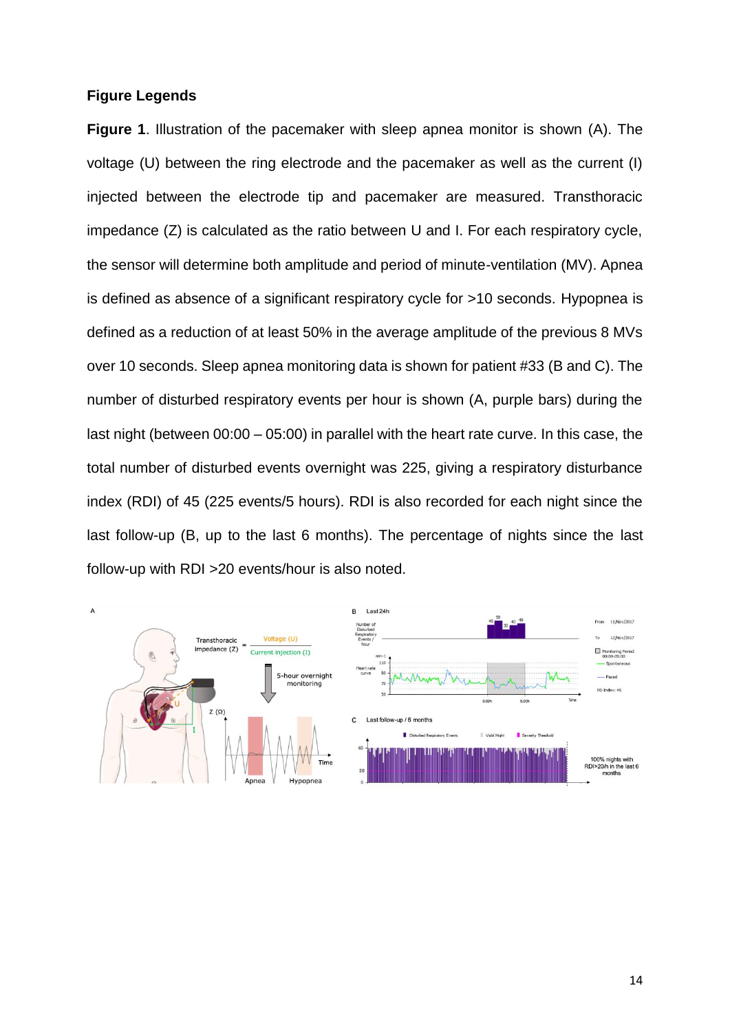**Figure Legends**

**Figure 1**. Illustration of the pacemaker with sleep apnea monitor is shown (A). The voltage (U) between the ring electrode and the pacemaker as well as the current (I) injected between the electrode tip and pacemaker are measured. Transthoracic impedance (Z) is calculated as the ratio between U and I. For each respiratory cycle, the sensor will determine both amplitude and period of minute-ventilation (MV). Apnea is defined as absence of a significant respiratory cycle for >10 seconds. Hypopnea is defined as a reduction of at least 50% in the average amplitude of the previous 8 MVs over 10 seconds. Sleep apnea monitoring data is shown for patient #33 (B and C). The number of disturbed respiratory events per hour is shown (A, purple bars) during the last night (between 00:00 – 05:00) in parallel with the heart rate curve. In this case, the total number of disturbed events overnight was 225, giving a respiratory disturbance index (RDI) of 45 (225 events/5 hours). RDI is also recorded for each night since the last follow-up (B, up to the last 6 months). The percentage of nights since the last follow-up with RDI >20 events/hour is also noted.

A

Transthoracic impedance (Z) = Voltage (U) / Current injection (I)

5-hour overnight monitoring

U

I

Z (Ω)

Time

Apnea

Hypopnea

B Last 24h

Number of Disturbed Respiratory Events / hour

45 50 30 43 49

From 11/Nov/2017

To 12/Nov/2017

Monitoring Period 00:00–05:00

Spontaneous

Paced

RD Index: 45

Heart rate curve

min-1

110

90

70

50

0:00h

5:00h

Time

C Last follow-up / 6 months

Disturbed Respiratory Events

Valid Night

Severity Threshold

60

20

0

100% nights with RDI>20/h in the last 6 months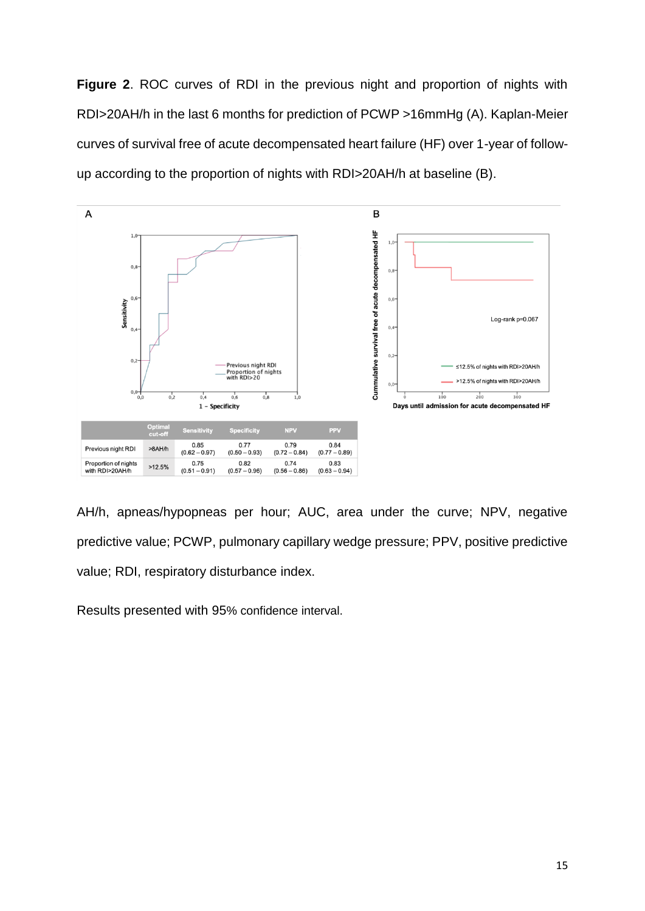**Figure 2**. ROC curves of RDI in the previous night and proportion of nights with RDI>20AH/h in the last 6 months for prediction of PCWP >16mmHg (A). Kaplan-Meier curves of survival free of acute decompensated heart failure (HF) over 1-year of follow-up according to the proportion of nights with RDI>20AH/h at baseline (B).

| | Optimal cut-off | Sensitivity | Specificity | NPV | PPV |
|---|---|---|---|---|---|
| Previous night RDI | >8AH/h | 0.85 (0.62 – 0.97) | 0.77 (0.50 – 0.93) | 0.79 (0.72 – 0.84) | 0.84 (0.77 – 0.89) |
| Proportion of nights with RDI>20AH/h | >12.5% | 0.75 (0.51 – 0.91) | 0.82 (0.57 – 0.96) | 0.74 (0.56 – 0.86) | 0.83 (0.63 – 0.94) |

AH/h, apneas/hypopneas per hour; AUC, area under the curve; NPV, negative predictive value; PCWP, pulmonary capillary wedge pressure; PPV, positive predictive value; RDI, respiratory disturbance index.

Results presented with 95% confidence interval.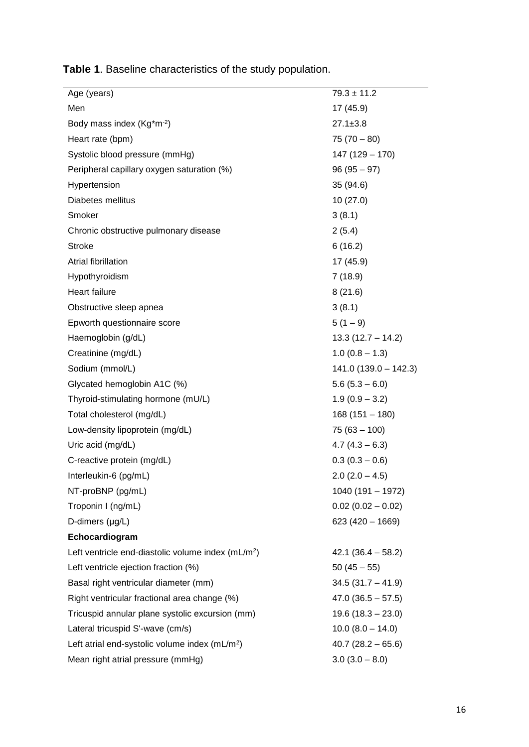**Table 1**. Baseline characteristics of the study population.

| | |
|---|---|
| Age (years) | 79.3 ± 11.2 |
| Men | 17 (45.9) |
| Body mass index (Kg*m$^{-2}$) | 27.1±3.8 |
| Heart rate (bpm) | 75 (70 – 80) |
| Systolic blood pressure (mmHg) | 147 (129 – 170) |
| Peripheral capillary oxygen saturation (%) | 96 (95 – 97) |
| Hypertension | 35 (94.6) |
| Diabetes mellitus | 10 (27.0) |
| Smoker | 3 (8.1) |
| Chronic obstructive pulmonary disease | 2 (5.4) |
| Stroke | 6 (16.2) |
| Atrial fibrillation | 17 (45.9) |
| Hypothyroidism | 7 (18.9) |
| Heart failure | 8 (21.6) |
| Obstructive sleep apnea | 3 (8.1) |
| Epworth questionnaire score | 5 (1 – 9) |
| Haemoglobin (g/dL) | 13.3 (12.7 – 14.2) |
| Creatinine (mg/dL) | 1.0 (0.8 – 1.3) |
| Sodium (mmol/L) | 141.0 (139.0 – 142.3) |
| Glycated hemoglobin A1C (%) | 5.6 (5.3 – 6.0) |
| Thyroid-stimulating hormone (mU/L) | 1.9 (0.9 – 3.2) |
| Total cholesterol (mg/dL) | 168 (151 – 180) |
| Low-density lipoprotein (mg/dL) | 75 (63 – 100) |
| Uric acid (mg/dL) | 4.7 (4.3 – 6.3) |
| C-reactive protein (mg/dL) | 0.3 (0.3 – 0.6) |
| Interleukin-6 (pg/mL) | 2.0 (2.0 – 4.5) |
| NT-proBNP (pg/mL) | 1040 (191 – 1972) |
| Troponin I (ng/mL) | 0.02 (0.02 – 0.02) |
| D-dimers (µg/L) | 623 (420 – 1669) |
| **Echocardiogram** | |
| Left ventricle end-diastolic volume index (mL/m$^2$) | 42.1 (36.4 – 58.2) |
| Left ventricle ejection fraction (%) | 50 (45 – 55) |
| Basal right ventricular diameter (mm) | 34.5 (31.7 – 41.9) |
| Right ventricular fractional area change (%) | 47.0 (36.5 – 57.5) |
| Tricuspid annular plane systolic excursion (mm) | 19.6 (18.3 – 23.0) |
| Lateral tricuspid S'-wave (cm/s) | 10.0 (8.0 – 14.0) |
| Left atrial end-systolic volume index (mL/m$^2$) | 40.7 (28.2 – 65.6) |
| Mean right atrial pressure (mmHg) | 3.0 (3.0 – 8.0) |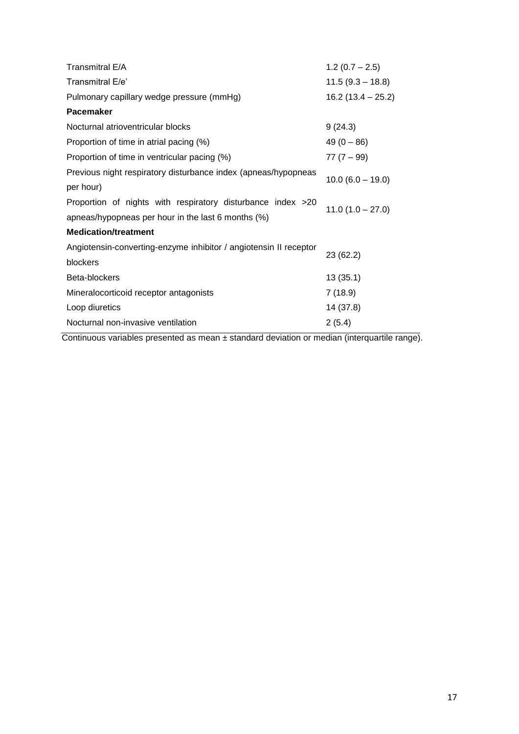| | |
|---|---|
| Transmitral E/A | 1.2 (0.7 – 2.5) |
| Transmitral E/e’ | 11.5 (9.3 – 18.8) |
| Pulmonary capillary wedge pressure (mmHg) | 16.2 (13.4 – 25.2) |
| **Pacemaker** | |
| Nocturnal atrioventricular blocks | 9 (24.3) |
| Proportion of time in atrial pacing (%) | 49 (0 – 86) |
| Proportion of time in ventricular pacing (%) | 77 (7 – 99) |
| Previous night respiratory disturbance index (apneas/hypopneas per hour) | 10.0 (6.0 – 19.0) |
| Proportion of nights with respiratory disturbance index >20 apneas/hypopneas per hour in the last 6 months (%) | 11.0 (1.0 – 27.0) |
| **Medication/treatment** | |
| Angiotensin-converting-enzyme inhibitor / angiotensin II receptor blockers | 23 (62.2) |
| Beta-blockers | 13 (35.1) |
| Mineralocorticoid receptor antagonists | 7 (18.9) |
| Loop diuretics | 14 (37.8) |
| Nocturnal non-invasive ventilation | 2 (5.4) |

Continuous variables presented as mean ± standard deviation or median (interquartile range).